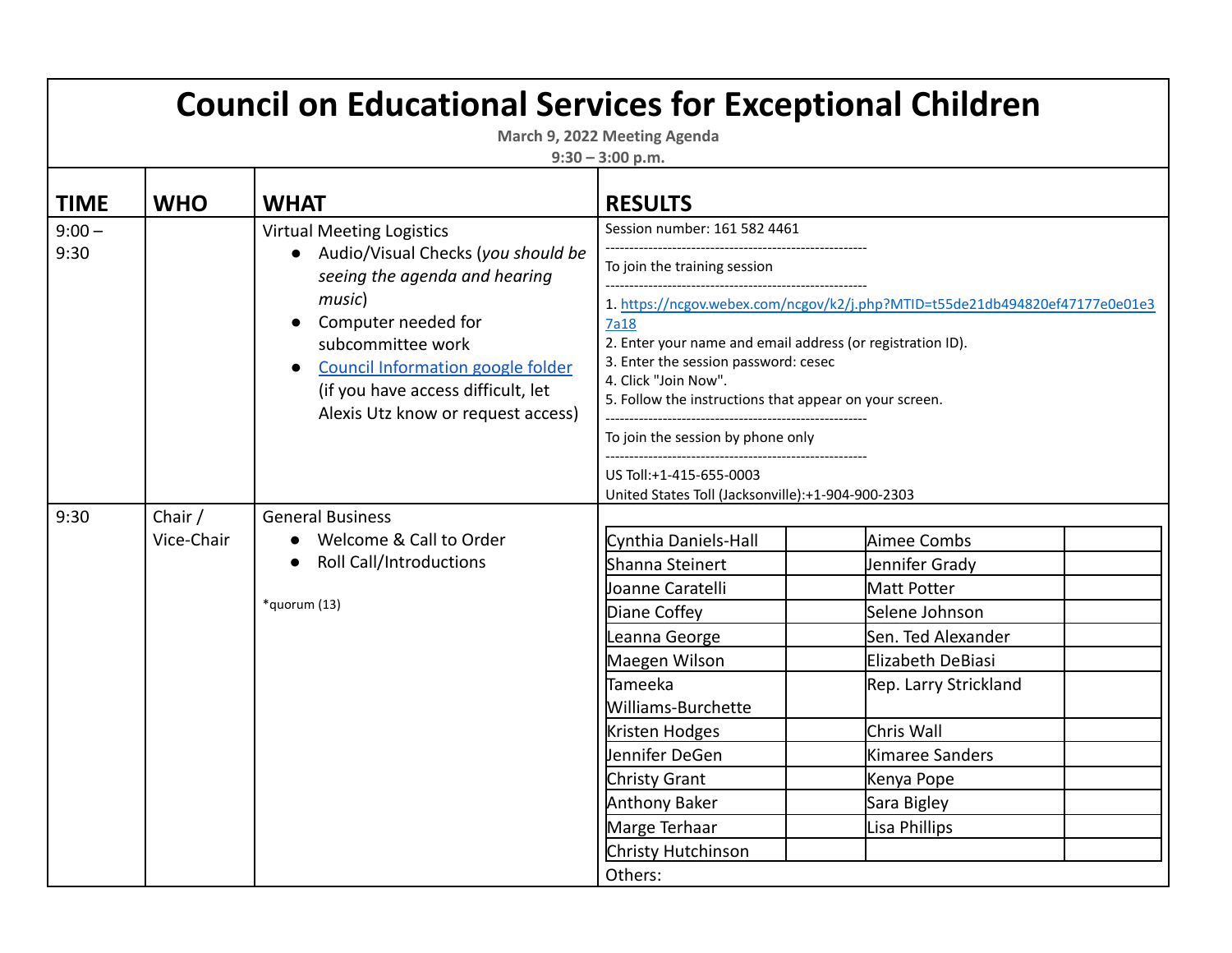# Council on Educational Services for Exceptional Children

**March 9, 2022 Meeting Agenda**

**9:30 – 3:00 p.m.**

| TIME | WHO | WHAT | RESULTS |
|---|---|---|---|
| 9:00 – 9:30 | | Virtual Meeting Logistics<br>• Audio/Visual Checks (*you should be seeing the agenda and hearing music*)<br>• Computer needed for subcommittee work<br>• [Council Information google folder](#) (if you have access difficult, let Alexis Utz know or request access) | Session number: 161 582 4461<br>-------------------------------------------------------<br>To join the training session<br>-------------------------------------------------------<br>1. https://ncgov.webex.com/ncgov/k2/j.php?MTID=t55de21db494820ef47177e0e01e37a18<br>2. Enter your name and email address (or registration ID).<br>3. Enter the session password: cesec<br>4. Click "Join Now".<br>5. Follow the instructions that appear on your screen.<br>-------------------------------------------------------<br>To join the session by phone only<br>-------------------------------------------------------<br>US Toll:+1-415-655-0003<br>United States Toll (Jacksonville):+1-904-900-2303 |
| 9:30 | Chair / Vice-Chair | General Business<br>• Welcome & Call to Order<br>• Roll Call/Introductions<br><br>*quorum (13) | (see roll call table below)<br>Others: |

| | | | |
|---|---|---|---|
| Cynthia Daniels-Hall | | Aimee Combs | |
| Shanna Steinert | | Jennifer Grady | |
| Joanne Caratelli | | Matt Potter | |
| Diane Coffey | | Selene Johnson | |
| Leanna George | | Sen. Ted Alexander | |
| Maegen Wilson | | Elizabeth DeBiasi | |
| Tameeka Williams-Burchette | | Rep. Larry Strickland | |
| Kristen Hodges | | Chris Wall | |
| Jennifer DeGen | | Kimaree Sanders | |
| Christy Grant | | Kenya Pope | |
| Anthony Baker | | Sara Bigley | |
| Marge Terhaar | | Lisa Phillips | |
| Christy Hutchinson | | | |

Others: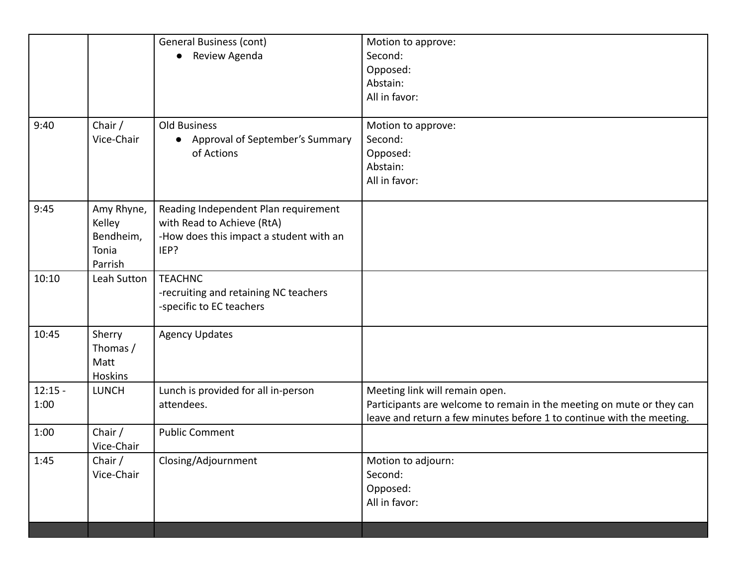| | | | |
|---|---|---|---|
| | | General Business (cont)<br>● Review Agenda | Motion to approve:<br>Second:<br>Opposed:<br>Abstain:<br>All in favor: |
| 9:40 | Chair / Vice-Chair | Old Business<br>● Approval of September's Summary of Actions | Motion to approve:<br>Second:<br>Opposed:<br>Abstain:<br>All in favor: |
| 9:45 | Amy Rhyne, Kelley Bendheim, Tonia Parrish | Reading Independent Plan requirement with Read to Achieve (RtA)<br>-How does this impact a student with an IEP? | |
| 10:10 | Leah Sutton | TEACHNC<br>-recruiting and retaining NC teachers<br>-specific to EC teachers | |
| 10:45 | Sherry Thomas / Matt Hoskins | Agency Updates | |
| 12:15 - 1:00 | LUNCH | Lunch is provided for all in-person attendees. | Meeting link will remain open.<br>Participants are welcome to remain in the meeting on mute or they can leave and return a few minutes before 1 to continue with the meeting. |
| 1:00 | Chair / Vice-Chair | Public Comment | |
| 1:45 | Chair / Vice-Chair | Closing/Adjournment | Motion to adjourn:<br>Second:<br>Opposed:<br>All in favor: |
| | | | |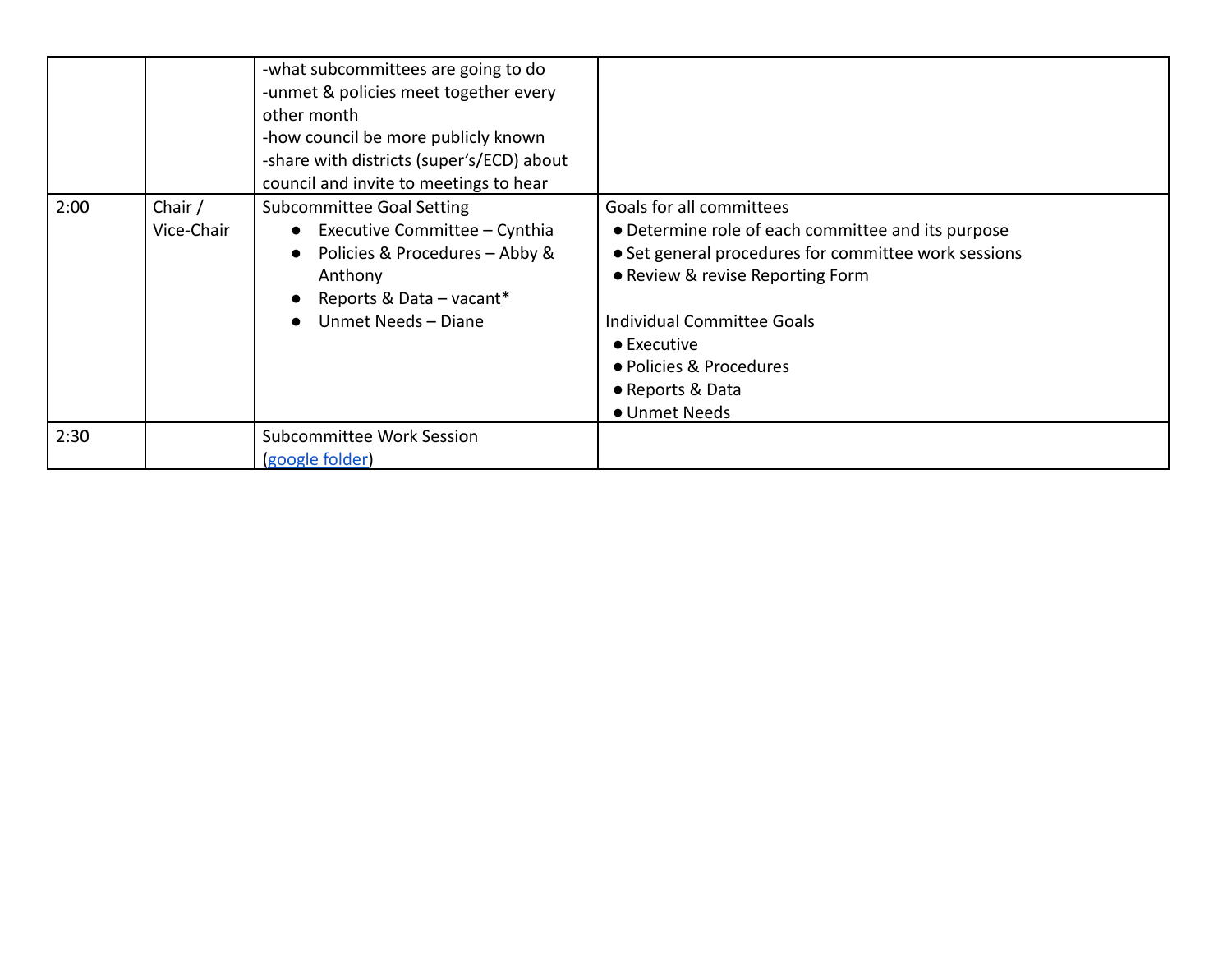| | | | |
|---|---|---|---|
| | | -what subcommittees are going to do<br>-unmet & policies meet together every other month<br>-how council be more publicly known<br>-share with districts (super's/ECD) about council and invite to meetings to hear | |
| 2:00 | Chair / Vice-Chair | Subcommittee Goal Setting<br>● Executive Committee – Cynthia<br>● Policies & Procedures – Abby & Anthony<br>● Reports & Data – vacant*<br>● Unmet Needs – Diane | Goals for all committees<br>● Determine role of each committee and its purpose<br>● Set general procedures for committee work sessions<br>● Review & revise Reporting Form<br><br>Individual Committee Goals<br>● Executive<br>● Policies & Procedures<br>● Reports & Data<br>● Unmet Needs |
| 2:30 | | Subcommittee Work Session<br>(google folder) | |